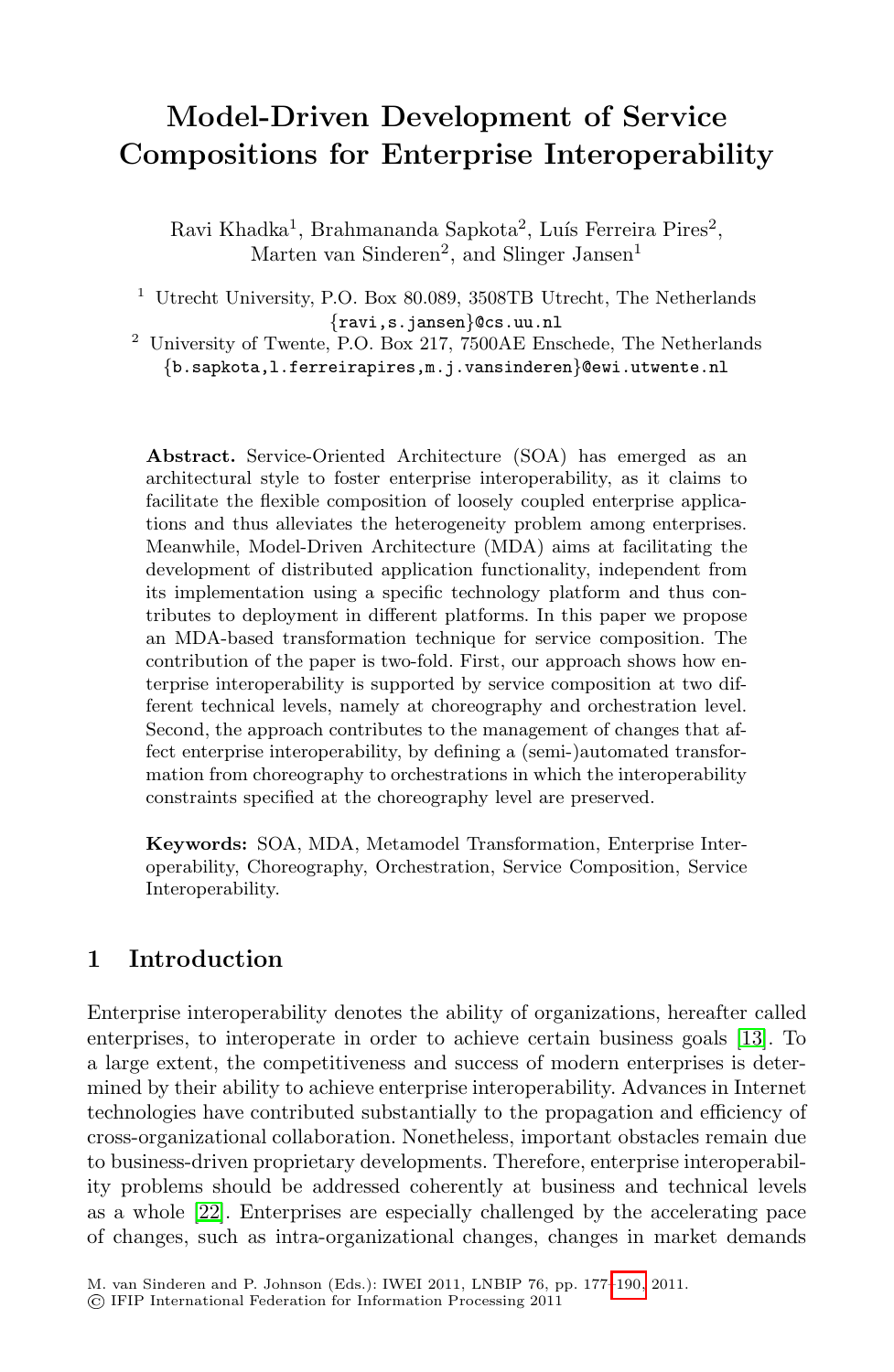# Model-Driven Development of Service Compositions for Enterprise Interoperability

Ravi Khadka[1], Brahmananda Sapkota[2], Luís Ferreira Pires[2], Marten van Sinderen[2], and Slinger Jansen[1]

[1] Utrecht University, P.O. Box 80.089, 3508TB Utrecht, The Netherlands
{ravi,s.jansen}@cs.uu.nl

[2] University of Twente, P.O. Box 217, 7500AE Enschede, The Netherlands
{b.sapkota,l.ferreirapires,m.j.vansinderen}@ewi.utwente.nl

**Abstract.** Service-Oriented Architecture (SOA) has emerged as an architectural style to foster enterprise interoperability, as it claims to facilitate the flexible composition of loosely coupled enterprise applications and thus alleviates the heterogeneity problem among enterprises. Meanwhile, Model-Driven Architecture (MDA) aims at facilitating the development of distributed application functionality, independent from its implementation using a specific technology platform and thus contributes to deployment in different platforms. In this paper we propose an MDA-based transformation technique for service composition. The contribution of the paper is two-fold. First, our approach shows how enterprise interoperability is supported by service composition at two different technical levels, namely at choreography and orchestration level. Second, the approach contributes to the management of changes that affect enterprise interoperability, by defining a (semi-)automated transformation from choreography to orchestrations in which the interoperability constraints specified at the choreography level are preserved.

**Keywords:** SOA, MDA, Metamodel Transformation, Enterprise Interoperability, Choreography, Orchestration, Service Composition, Service Interoperability.

## 1 Introduction

Enterprise interoperability denotes the ability of organizations, hereafter called enterprises, to interoperate in order to achieve certain business goals [13]. To a large extent, the competitiveness and success of modern enterprises is determined by their ability to achieve enterprise interoperability. Advances in Internet technologies have contributed substantially to the propagation and efficiency of cross-organizational collaboration. Nonetheless, important obstacles remain due to business-driven proprietary developments. Therefore, enterprise interoperability problems should be addressed coherently at business and technical levels as a whole [22]. Enterprises are especially challenged by the accelerating pace of changes, such as intra-organizational changes, changes in market demands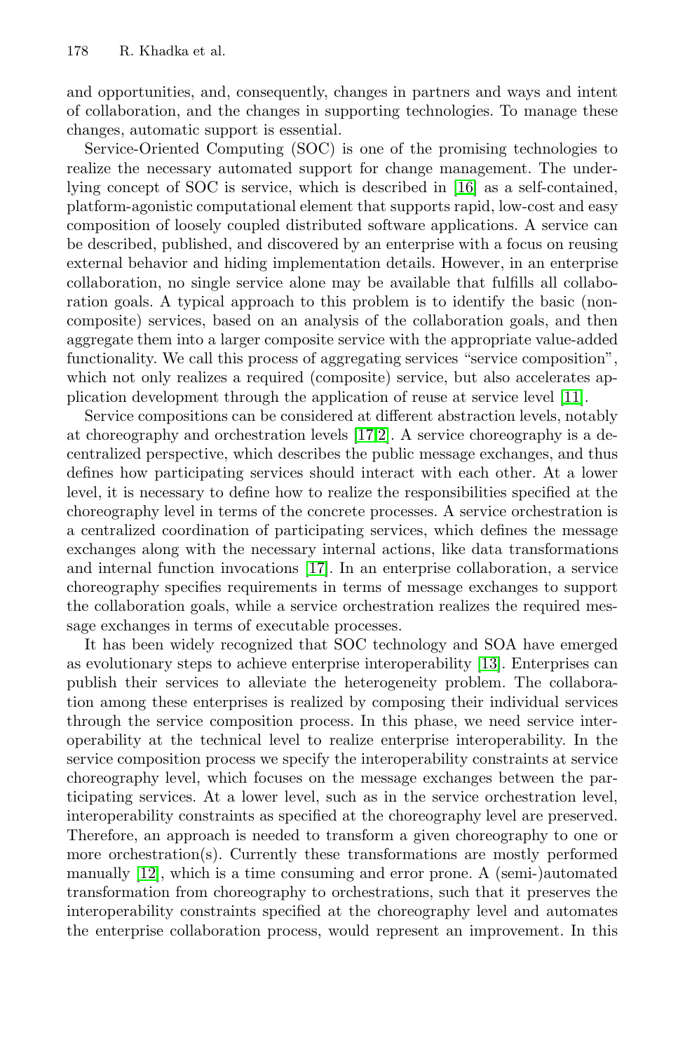and opportunities, and, consequently, changes in partners and ways and intent of collaboration, and the changes in supporting technologies. To manage these changes, automatic support is essential.

Service-Oriented Computing (SOC) is one of the promising technologies to realize the necessary automated support for change management. The underlying concept of SOC is service, which is described in [16] as a self-contained, platform-agonistic computational element that supports rapid, low-cost and easy composition of loosely coupled distributed software applications. A service can be described, published, and discovered by an enterprise with a focus on reusing external behavior and hiding implementation details. However, in an enterprise collaboration, no single service alone may be available that fulfills all collaboration goals. A typical approach to this problem is to identify the basic (non-composite) services, based on an analysis of the collaboration goals, and then aggregate them into a larger composite service with the appropriate value-added functionality. We call this process of aggregating services "service composition", which not only realizes a required (composite) service, but also accelerates application development through the application of reuse at service level [11].

Service compositions can be considered at different abstraction levels, notably at choreography and orchestration levels [17,2]. A service choreography is a decentralized perspective, which describes the public message exchanges, and thus defines how participating services should interact with each other. At a lower level, it is necessary to define how to realize the responsibilities specified at the choreography level in terms of the concrete processes. A service orchestration is a centralized coordination of participating services, which defines the message exchanges along with the necessary internal actions, like data transformations and internal function invocations [17]. In an enterprise collaboration, a service choreography specifies requirements in terms of message exchanges to support the collaboration goals, while a service orchestration realizes the required message exchanges in terms of executable processes.

It has been widely recognized that SOC technology and SOA have emerged as evolutionary steps to achieve enterprise interoperability [13]. Enterprises can publish their services to alleviate the heterogeneity problem. The collaboration among these enterprises is realized by composing their individual services through the service composition process. In this phase, we need service interoperability at the technical level to realize enterprise interoperability. In the service composition process we specify the interoperability constraints at service choreography level, which focuses on the message exchanges between the participating services. At a lower level, such as in the service orchestration level, interoperability constraints as specified at the choreography level are preserved. Therefore, an approach is needed to transform a given choreography to one or more orchestration(s). Currently these transformations are mostly performed manually [12], which is a time consuming and error prone. A (semi-)automated transformation from choreography to orchestrations, such that it preserves the interoperability constraints specified at the choreography level and automates the enterprise collaboration process, would represent an improvement. In this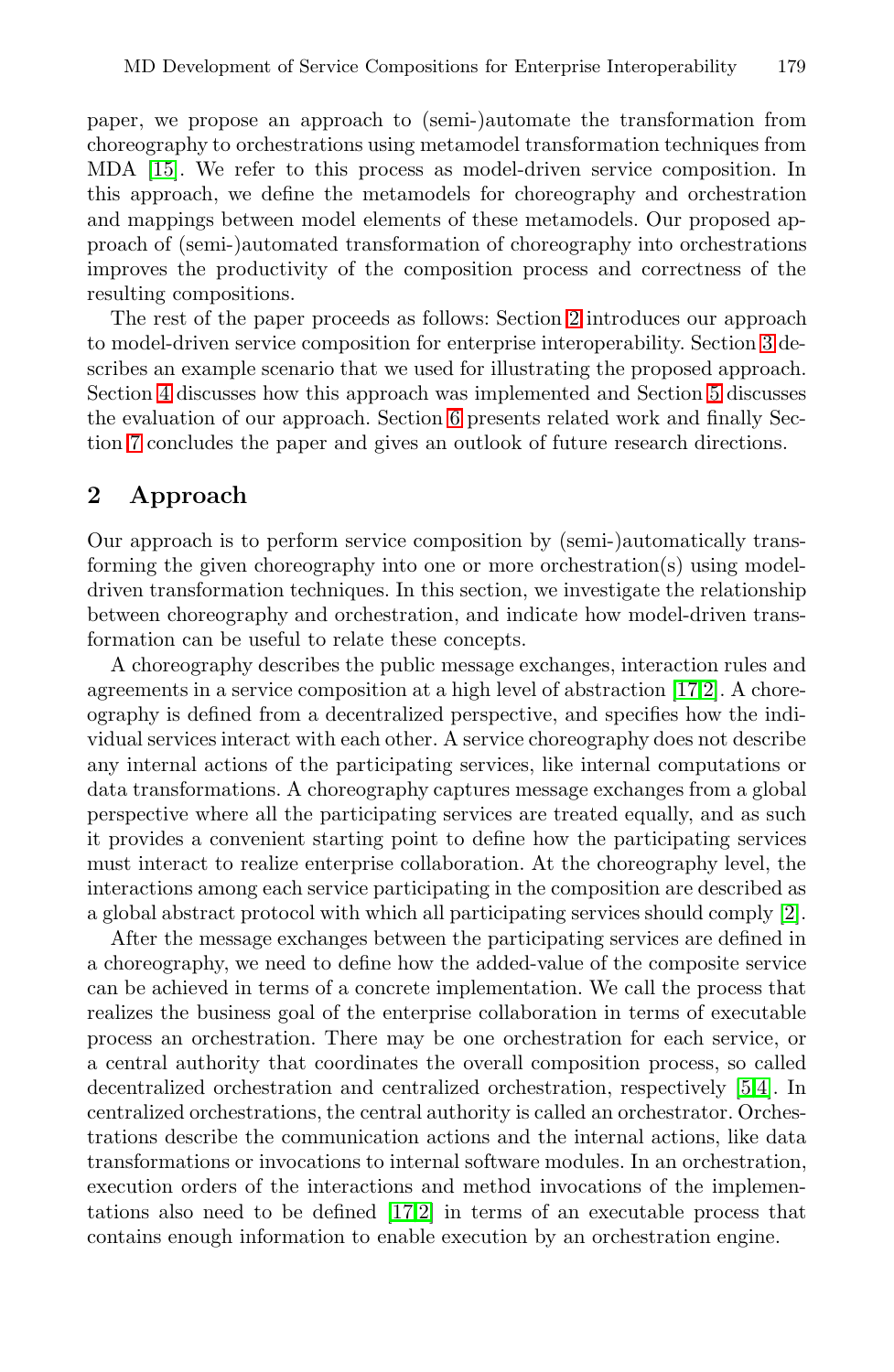paper, we propose an approach to (semi-)automate the transformation from choreography to orchestrations using metamodel transformation techniques from MDA [15]. We refer to this process as model-driven service composition. In this approach, we define the metamodels for choreography and orchestration and mappings between model elements of these metamodels. Our proposed approach of (semi-)automated transformation of choreography into orchestrations improves the productivity of the composition process and correctness of the resulting compositions.

The rest of the paper proceeds as follows: Section 2 introduces our approach to model-driven service composition for enterprise interoperability. Section 3 describes an example scenario that we used for illustrating the proposed approach. Section 4 discusses how this approach was implemented and Section 5 discusses the evaluation of our approach. Section 6 presents related work and finally Section 7 concludes the paper and gives an outlook of future research directions.

## 2 Approach

Our approach is to perform service composition by (semi-)automatically transforming the given choreography into one or more orchestration(s) using model-driven transformation techniques. In this section, we investigate the relationship between choreography and orchestration, and indicate how model-driven transformation can be useful to relate these concepts.

A choreography describes the public message exchanges, interaction rules and agreements in a service composition at a high level of abstraction [17,2]. A choreography is defined from a decentralized perspective, and specifies how the individual services interact with each other. A service choreography does not describe any internal actions of the participating services, like internal computations or data transformations. A choreography captures message exchanges from a global perspective where all the participating services are treated equally, and as such it provides a convenient starting point to define how the participating services must interact to realize enterprise collaboration. At the choreography level, the interactions among each service participating in the composition are described as a global abstract protocol with which all participating services should comply [2].

After the message exchanges between the participating services are defined in a choreography, we need to define how the added-value of the composite service can be achieved in terms of a concrete implementation. We call the process that realizes the business goal of the enterprise collaboration in terms of executable process an orchestration. There may be one orchestration for each service, or a central authority that coordinates the overall composition process, so called decentralized orchestration and centralized orchestration, respectively [5,4]. In centralized orchestrations, the central authority is called an orchestrator. Orchestrations describe the communication actions and the internal actions, like data transformations or invocations to internal software modules. In an orchestration, execution orders of the interactions and method invocations of the implementations also need to be defined [17,2] in terms of an executable process that contains enough information to enable execution by an orchestration engine.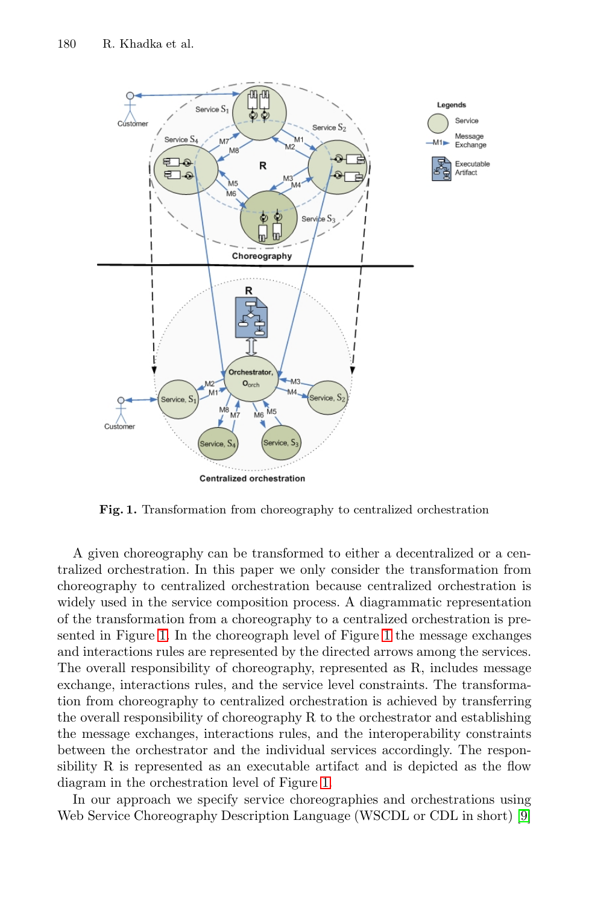**Fig. 1.** Transformation from choreography to centralized orchestration

A given choreography can be transformed to either a decentralized or a centralized orchestration. In this paper we only consider the transformation from choreography to centralized orchestration because centralized orchestration is widely used in the service composition process. A diagrammatic representation of the transformation from a choreography to a centralized orchestration is presented in Figure 1. In the choreograph level of Figure 1 the message exchanges and interactions rules are represented by the directed arrows among the services. The overall responsibility of choreography, represented as R, includes message exchange, interactions rules, and the service level constraints. The transformation from choreography to centralized orchestration is achieved by transferring the overall responsibility of choreography R to the orchestrator and establishing the message exchanges, interactions rules, and the interoperability constraints between the orchestrator and the individual services accordingly. The responsibility R is represented as an executable artifact and is depicted as the flow diagram in the orchestration level of Figure 1.

In our approach we specify service choreographies and orchestrations using Web Service Choreography Description Language (WSCDL or CDL in short) [9].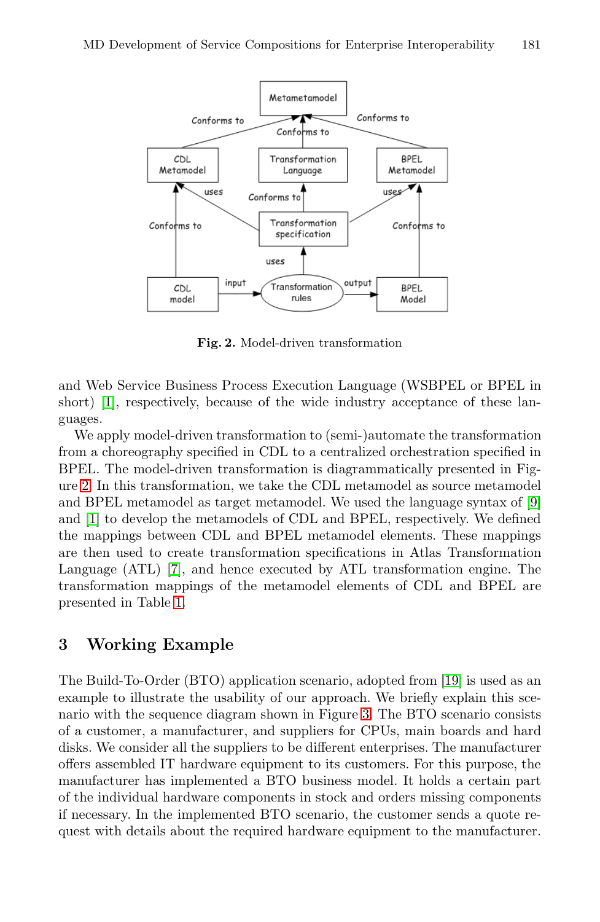Fig. 2. Model-driven transformation

and Web Service Business Process Execution Language (WSBPEL or BPEL in short) [1], respectively, because of the wide industry acceptance of these languages.

We apply model-driven transformation to (semi-)automate the transformation from a choreography specified in CDL to a centralized orchestration specified in BPEL. The model-driven transformation is diagrammatically presented in Figure 2. In this transformation, we take the CDL metamodel as source metamodel and BPEL metamodel as target metamodel. We used the language syntax of [9] and [1] to develop the metamodels of CDL and BPEL, respectively. We defined the mappings between CDL and BPEL metamodel elements. These mappings are then used to create transformation specifications in Atlas Transformation Language (ATL) [7], and hence executed by ATL transformation engine. The transformation mappings of the metamodel elements of CDL and BPEL are presented in Table 1.

## 3 Working Example

The Build-To-Order (BTO) application scenario, adopted from [19] is used as an example to illustrate the usability of our approach. We briefly explain this scenario with the sequence diagram shown in Figure 3. The BTO scenario consists of a customer, a manufacturer, and suppliers for CPUs, main boards and hard disks. We consider all the suppliers to be different enterprises. The manufacturer offers assembled IT hardware equipment to its customers. For this purpose, the manufacturer has implemented a BTO business model. It holds a certain part of the individual hardware components in stock and orders missing components if necessary. In the implemented BTO scenario, the customer sends a quote request with details about the required hardware equipment to the manufacturer.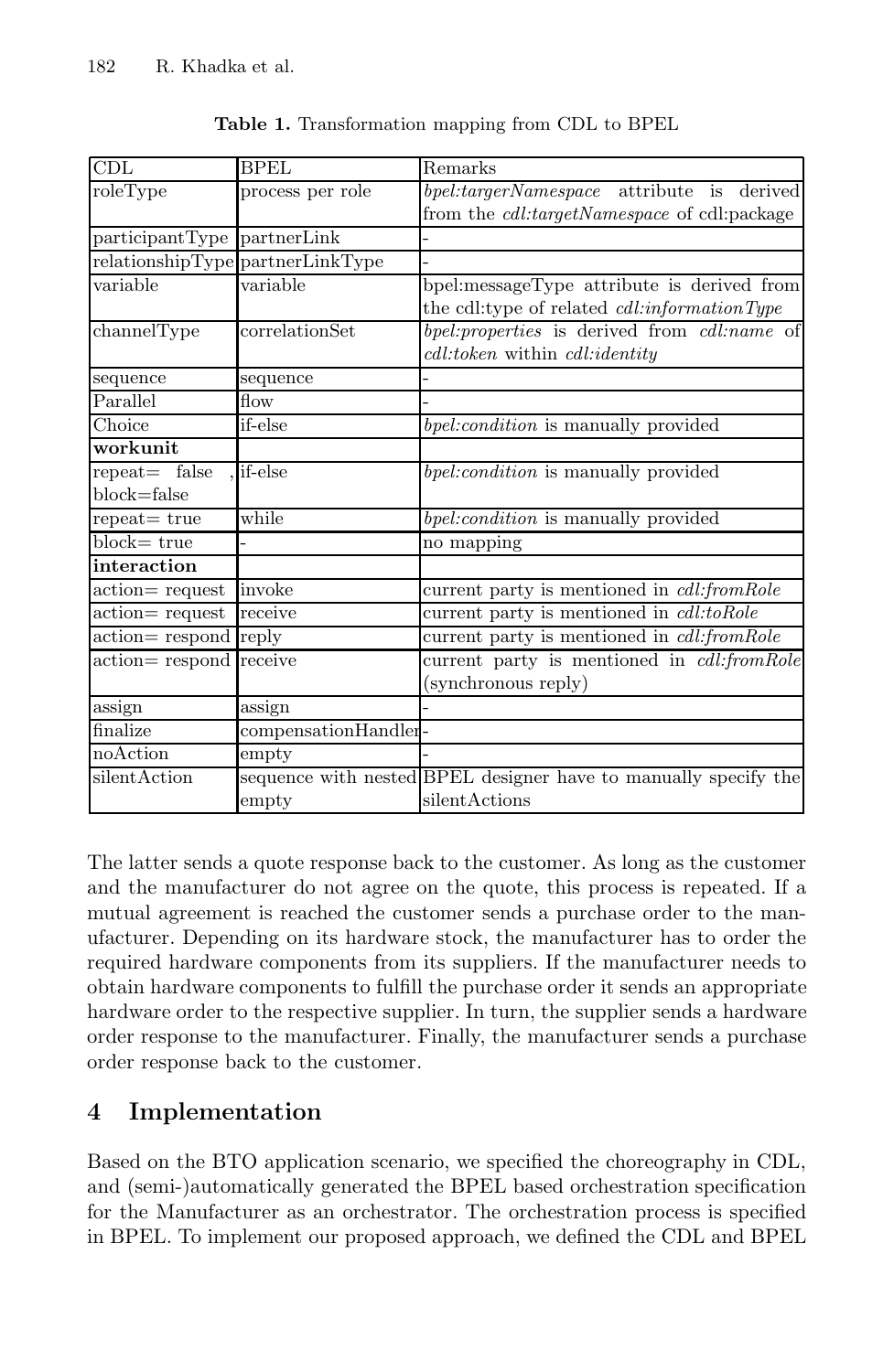**Table 1.** Transformation mapping from CDL to BPEL

| CDL | BPEL | Remarks |
|---|---|---|
| roleType | process per role | *bpel:targerNamespace* attribute is derived from the *cdl:targetNamespace* of cdl:package |
| participantType | partnerLink | - |
| relationshipType | partnerLinkType | - |
| variable | variable | bpel:messageType attribute is derived from the cdl:type of related *cdl:informationType* |
| channelType | correlationSet | *bpel:properties* is derived from *cdl:name* of *cdl:token* within *cdl:identity* |
| sequence | sequence | - |
| Parallel | flow | - |
| Choice | if-else | *bpel:condition* is manually provided |
| **workunit** | | |
| repeat= false , block=false | if-else | *bpel:condition* is manually provided |
| repeat= true | while | *bpel:condition* is manually provided |
| block= true | - | no mapping |
| **interaction** | | |
| action= request | invoke | current party is mentioned in *cdl:fromRole* |
| action= request | receive | current party is mentioned in *cdl:toRole* |
| action= respond | reply | current party is mentioned in *cdl:fromRole* |
| action= respond | receive | current party is mentioned in *cdl:fromRole* (synchronous reply) |
| assign | assign | - |
| finalize | compensationHandler | - |
| noAction | empty | - |
| silentAction | sequence with nested empty | BPEL designer have to manually specify the silentActions |

The latter sends a quote response back to the customer. As long as the customer and the manufacturer do not agree on the quote, this process is repeated. If a mutual agreement is reached the customer sends a purchase order to the manufacturer. Depending on its hardware stock, the manufacturer has to order the required hardware components from its suppliers. If the manufacturer needs to obtain hardware components to fulfill the purchase order it sends an appropriate hardware order to the respective supplier. In turn, the supplier sends a hardware order response to the manufacturer. Finally, the manufacturer sends a purchase order response back to the customer.

## 4 Implementation

Based on the BTO application scenario, we specified the choreography in CDL, and (semi-)automatically generated the BPEL based orchestration specification for the Manufacturer as an orchestrator. The orchestration process is specified in BPEL. To implement our proposed approach, we defined the CDL and BPEL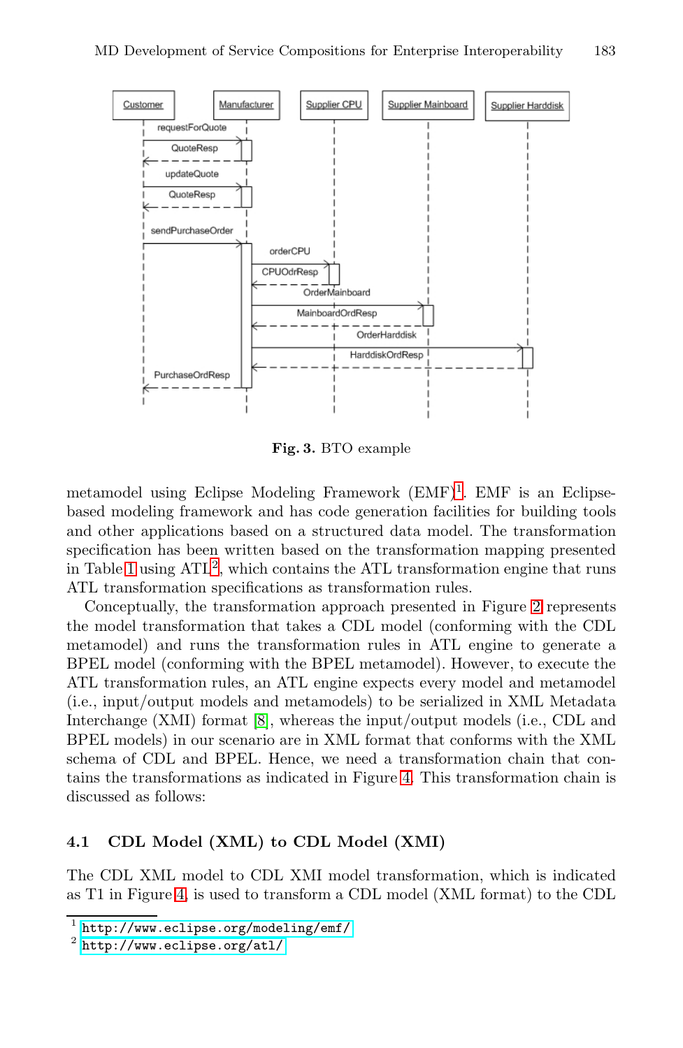Fig. 3. BTO example

metamodel using Eclipse Modeling Framework (EMF)[1]. EMF is an Eclipse-based modeling framework and has code generation facilities for building tools and other applications based on a structured data model. The transformation specification has been written based on the transformation mapping presented in Table 1 using ATL[2], which contains the ATL transformation engine that runs ATL transformation specifications as transformation rules.

Conceptually, the transformation approach presented in Figure 2 represents the model transformation that takes a CDL model (conforming with the CDL metamodel) and runs the transformation rules in ATL engine to generate a BPEL model (conforming with the BPEL metamodel). However, to execute the ATL transformation rules, an ATL engine expects every model and metamodel (i.e., input/output models and metamodels) to be serialized in XML Metadata Interchange (XMI) format [8], whereas the input/output models (i.e., CDL and BPEL models) in our scenario are in XML format that conforms with the XML schema of CDL and BPEL. Hence, we need a transformation chain that contains the transformations as indicated in Figure 4. This transformation chain is discussed as follows:

### 4.1 CDL Model (XML) to CDL Model (XMI)

The CDL XML model to CDL XMI model transformation, which is indicated as T1 in Figure 4, is used to transform a CDL model (XML format) to the CDL

[1] http://www.eclipse.org/modeling/emf/

[2] http://www.eclipse.org/atl/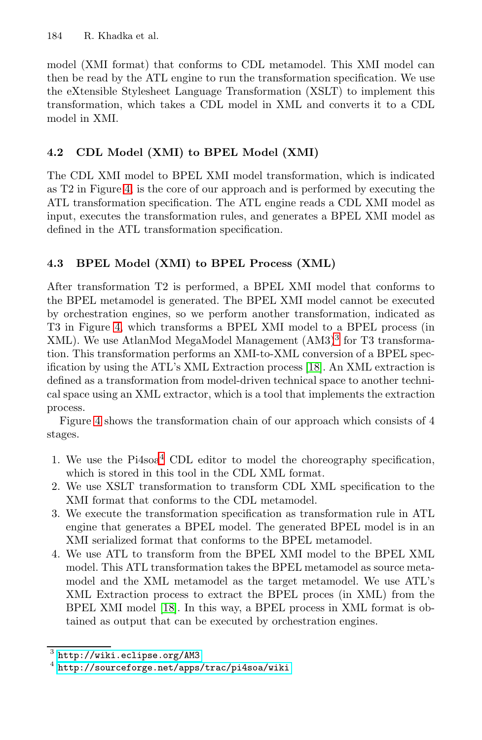model (XMI format) that conforms to CDL metamodel. This XMI model can then be read by the ATL engine to run the transformation specification. We use the eXtensible Stylesheet Language Transformation (XSLT) to implement this transformation, which takes a CDL model in XML and converts it to a CDL model in XMI.

### 4.2 CDL Model (XMI) to BPEL Model (XMI)

The CDL XMI model to BPEL XMI model transformation, which is indicated as T2 in Figure 4, is the core of our approach and is performed by executing the ATL transformation specification. The ATL engine reads a CDL XMI model as input, executes the transformation rules, and generates a BPEL XMI model as defined in the ATL transformation specification.

### 4.3 BPEL Model (XMI) to BPEL Process (XML)

After transformation T2 is performed, a BPEL XMI model that conforms to the BPEL metamodel is generated. The BPEL XMI model cannot be executed by orchestration engines, so we perform another transformation, indicated as T3 in Figure 4, which transforms a BPEL XMI model to a BPEL process (in XML). We use AtlanMod MegaModel Management (AM3)[3] for T3 transformation. This transformation performs an XMI-to-XML conversion of a BPEL specification by using the ATL's XML Extraction process [18]. An XML extraction is defined as a transformation from model-driven technical space to another technical space using an XML extractor, which is a tool that implements the extraction process.

Figure 4 shows the transformation chain of our approach which consists of 4 stages.

1. We use the Pi4soa[4] CDL editor to model the choreography specification, which is stored in this tool in the CDL XML format.
2. We use XSLT transformation to transform CDL XML specification to the XMI format that conforms to the CDL metamodel.
3. We execute the transformation specification as transformation rule in ATL engine that generates a BPEL model. The generated BPEL model is in an XMI serialized format that conforms to the BPEL metamodel.
4. We use ATL to transform from the BPEL XMI model to the BPEL XML model. This ATL transformation takes the BPEL metamodel as source metamodel and the XML metamodel as the target metamodel. We use ATL's XML Extraction process to extract the BPEL proces (in XML) from the BPEL XMI model [18]. In this way, a BPEL process in XML format is obtained as output that can be executed by orchestration engines.

---

[3] http://wiki.eclipse.org/AM3

[4] http://sourceforge.net/apps/trac/pi4soa/wiki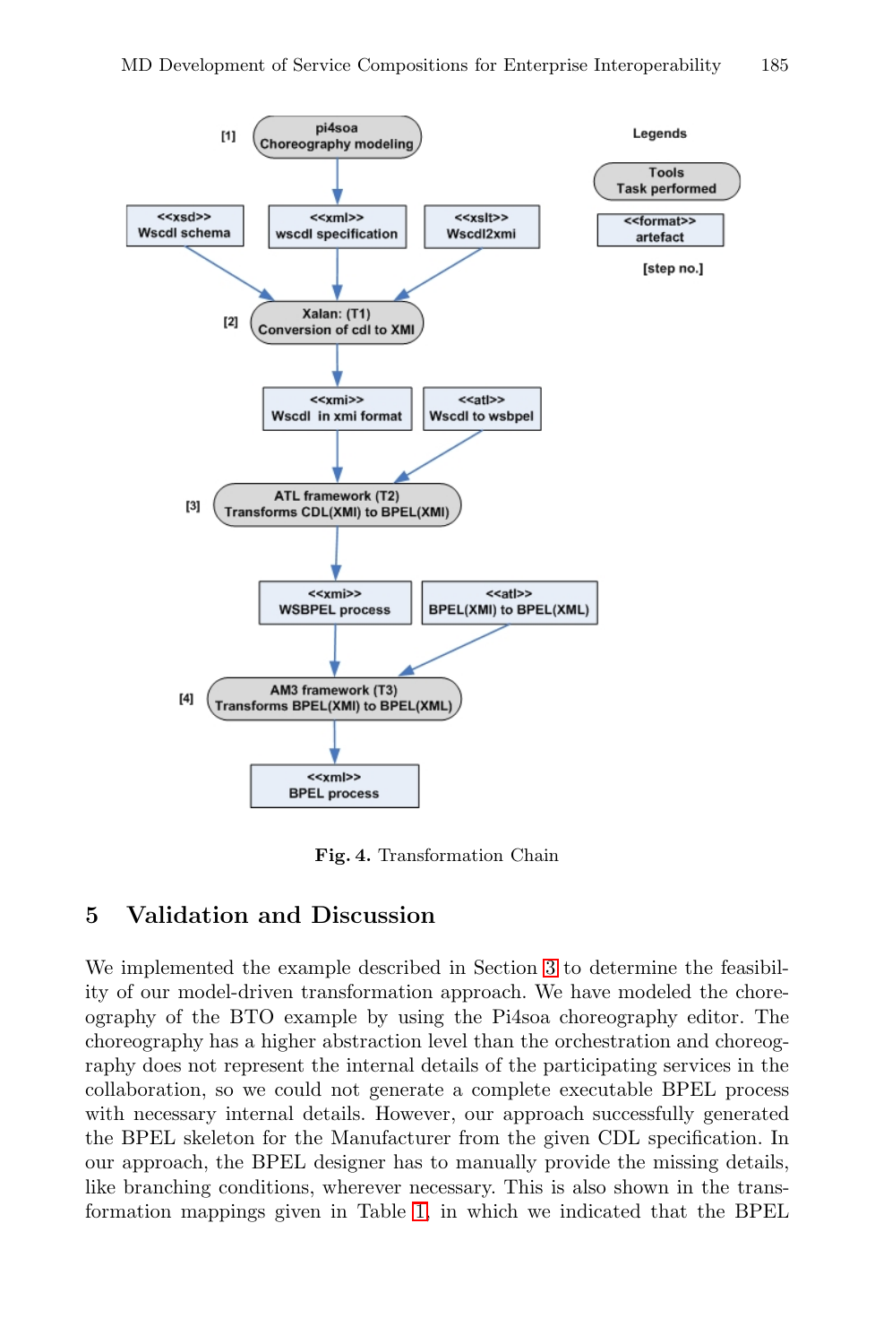Fig. 4. Transformation Chain

## 5 Validation and Discussion

We implemented the example described in Section 3 to determine the feasibility of our model-driven transformation approach. We have modeled the choreography of the BTO example by using the Pi4soa choreography editor. The choreography has a higher abstraction level than the orchestration and choreography does not represent the internal details of the participating services in the collaboration, so we could not generate a complete executable BPEL process with necessary internal details. However, our approach successfully generated the BPEL skeleton for the Manufacturer from the given CDL specification. In our approach, the BPEL designer has to manually provide the missing details, like branching conditions, wherever necessary. This is also shown in the transformation mappings given in Table 1, in which we indicated that the BPEL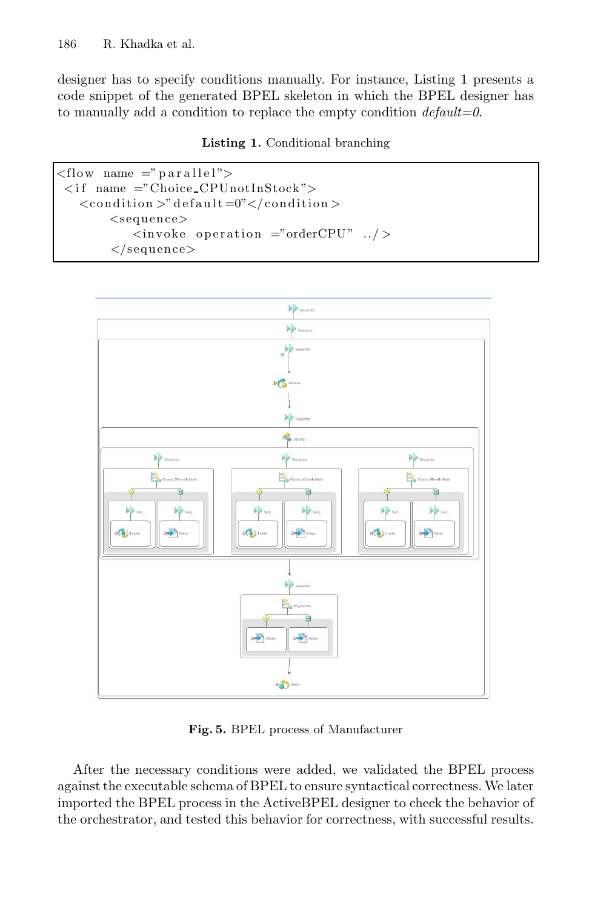designer has to specify conditions manually. For instance, Listing 1 presents a code snippet of the generated BPEL skeleton in which the BPEL designer has to manually add a condition to replace the empty condition *default=0*.

**Listing 1.** Conditional branching

```
<flow name ="parallel">
 <if name ="Choice_CPUnotInStock">
   <condition>"default=0"</condition>
       <sequence>
          <invoke operation ="orderCPU" ../>
       </sequence>
```

**Fig. 5.** BPEL process of Manufacturer

After the necessary conditions were added, we validated the BPEL process against the executable schema of BPEL to ensure syntactical correctness. We later imported the BPEL process in the ActiveBPEL designer to check the behavior of the orchestrator, and tested this behavior for correctness, with successful results.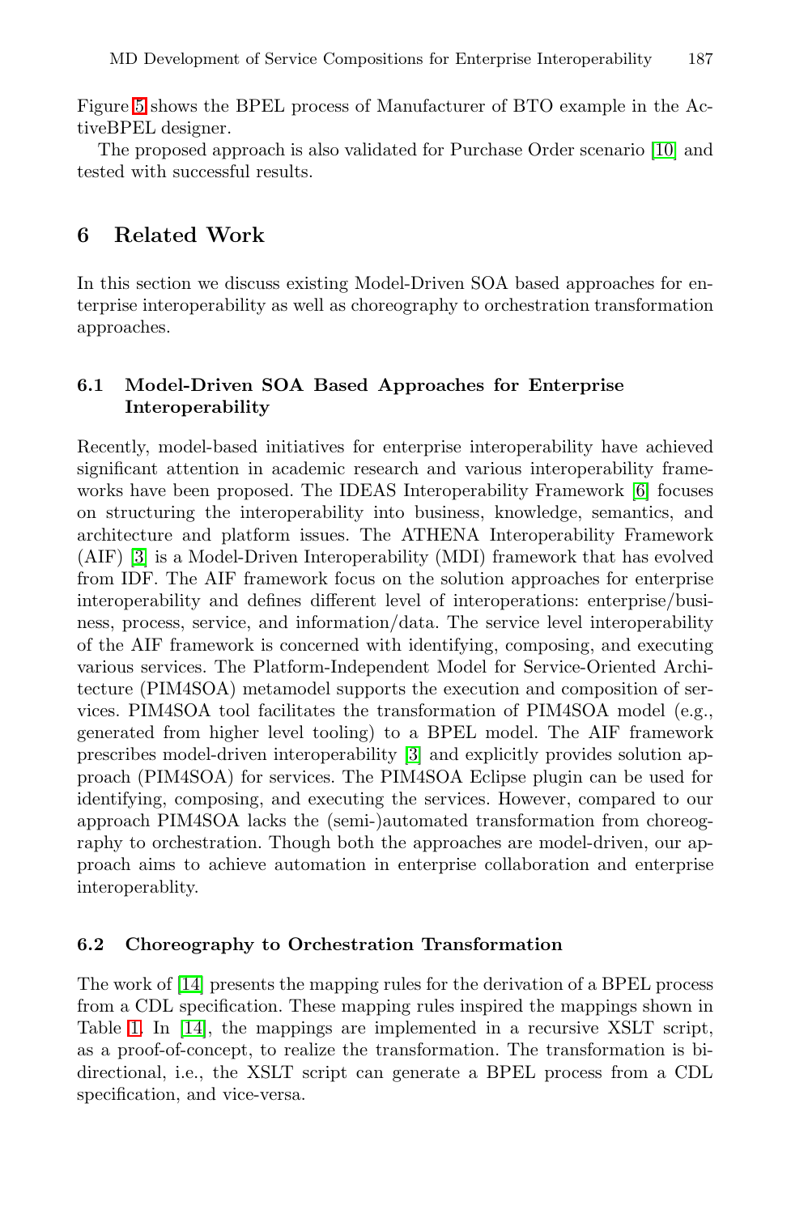Figure 5 shows the BPEL process of Manufacturer of BTO example in the ActiveBPEL designer.

The proposed approach is also validated for Purchase Order scenario [10] and tested with successful results.

## 6 Related Work

In this section we discuss existing Model-Driven SOA based approaches for enterprise interoperability as well as choreography to orchestration transformation approaches.

### 6.1 Model-Driven SOA Based Approaches for Enterprise Interoperability

Recently, model-based initiatives for enterprise interoperability have achieved significant attention in academic research and various interoperability frameworks have been proposed. The IDEAS Interoperability Framework [6] focuses on structuring the interoperability into business, knowledge, semantics, and architecture and platform issues. The ATHENA Interoperability Framework (AIF) [3] is a Model-Driven Interoperability (MDI) framework that has evolved from IDF. The AIF framework focus on the solution approaches for enterprise interoperability and defines different level of interoperations: enterprise/business, process, service, and information/data. The service level interoperability of the AIF framework is concerned with identifying, composing, and executing various services. The Platform-Independent Model for Service-Oriented Architecture (PIM4SOA) metamodel supports the execution and composition of services. PIM4SOA tool facilitates the transformation of PIM4SOA model (e.g., generated from higher level tooling) to a BPEL model. The AIF framework prescribes model-driven interoperability [3] and explicitly provides solution approach (PIM4SOA) for services. The PIM4SOA Eclipse plugin can be used for identifying, composing, and executing the services. However, compared to our approach PIM4SOA lacks the (semi-)automated transformation from choreography to orchestration. Though both the approaches are model-driven, our approach aims to achieve automation in enterprise collaboration and enterprise interoperablity.

### 6.2 Choreography to Orchestration Transformation

The work of [14] presents the mapping rules for the derivation of a BPEL process from a CDL specification. These mapping rules inspired the mappings shown in Table 1. In [14], the mappings are implemented in a recursive XSLT script, as a proof-of-concept, to realize the transformation. The transformation is bi-directional, i.e., the XSLT script can generate a BPEL process from a CDL specification, and vice-versa.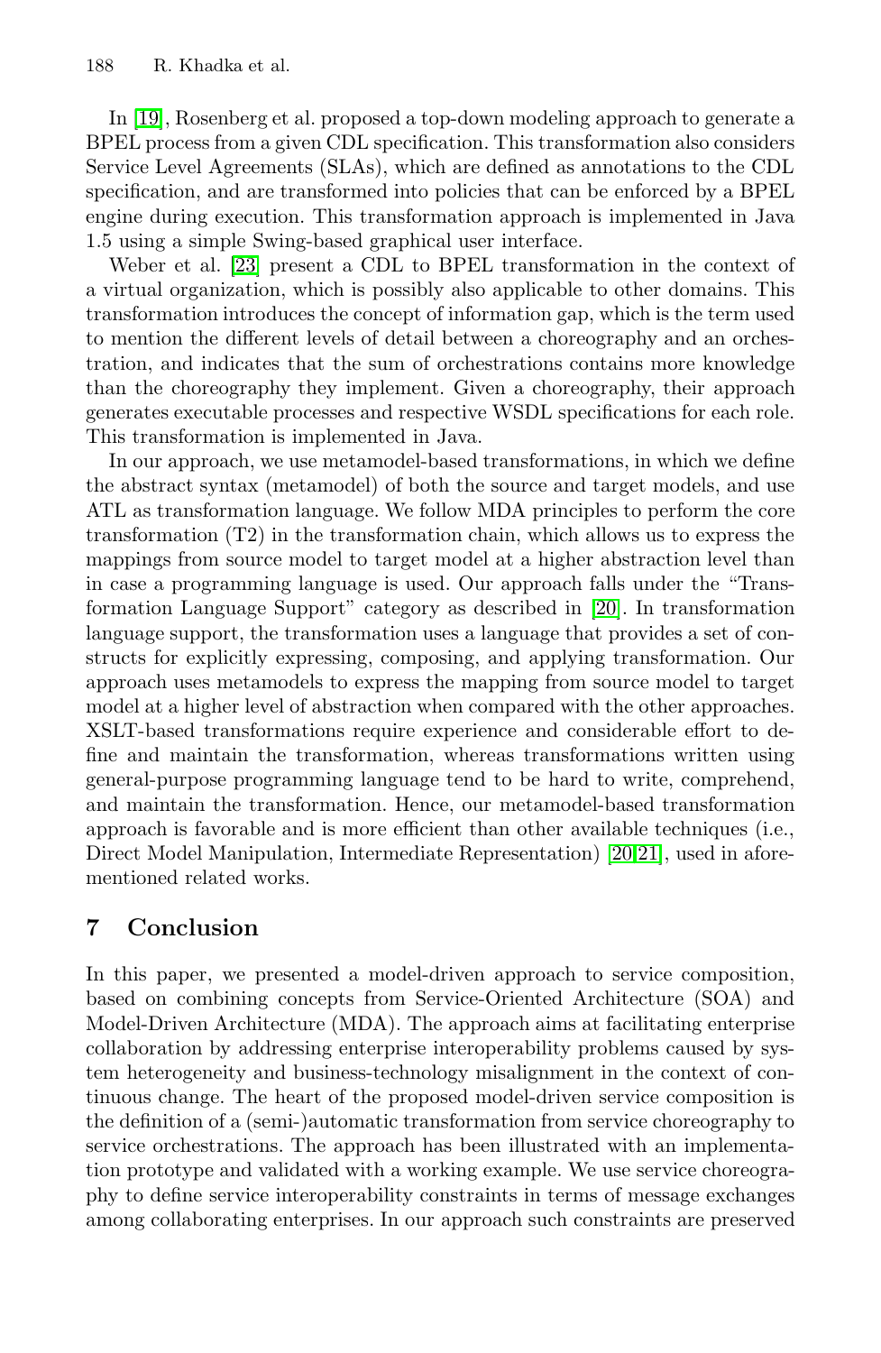In [19], Rosenberg et al. proposed a top-down modeling approach to generate a BPEL process from a given CDL specification. This transformation also considers Service Level Agreements (SLAs), which are defined as annotations to the CDL specification, and are transformed into policies that can be enforced by a BPEL engine during execution. This transformation approach is implemented in Java 1.5 using a simple Swing-based graphical user interface.

Weber et al. [23] present a CDL to BPEL transformation in the context of a virtual organization, which is possibly also applicable to other domains. This transformation introduces the concept of information gap, which is the term used to mention the different levels of detail between a choreography and an orchestration, and indicates that the sum of orchestrations contains more knowledge than the choreography they implement. Given a choreography, their approach generates executable processes and respective WSDL specifications for each role. This transformation is implemented in Java.

In our approach, we use metamodel-based transformations, in which we define the abstract syntax (metamodel) of both the source and target models, and use ATL as transformation language. We follow MDA principles to perform the core transformation (T2) in the transformation chain, which allows us to express the mappings from source model to target model at a higher abstraction level than in case a programming language is used. Our approach falls under the "Transformation Language Support" category as described in [20]. In transformation language support, the transformation uses a language that provides a set of constructs for explicitly expressing, composing, and applying transformation. Our approach uses metamodels to express the mapping from source model to target model at a higher level of abstraction when compared with the other approaches. XSLT-based transformations require experience and considerable effort to define and maintain the transformation, whereas transformations written using general-purpose programming language tend to be hard to write, comprehend, and maintain the transformation. Hence, our metamodel-based transformation approach is favorable and is more efficient than other available techniques (i.e., Direct Model Manipulation, Intermediate Representation) [20,21], used in aforementioned related works.

## 7 Conclusion

In this paper, we presented a model-driven approach to service composition, based on combining concepts from Service-Oriented Architecture (SOA) and Model-Driven Architecture (MDA). The approach aims at facilitating enterprise collaboration by addressing enterprise interoperability problems caused by system heterogeneity and business-technology misalignment in the context of continuous change. The heart of the proposed model-driven service composition is the definition of a (semi-)automatic transformation from service choreography to service orchestrations. The approach has been illustrated with an implementation prototype and validated with a working example. We use service choreography to define service interoperability constraints in terms of message exchanges among collaborating enterprises. In our approach such constraints are preserved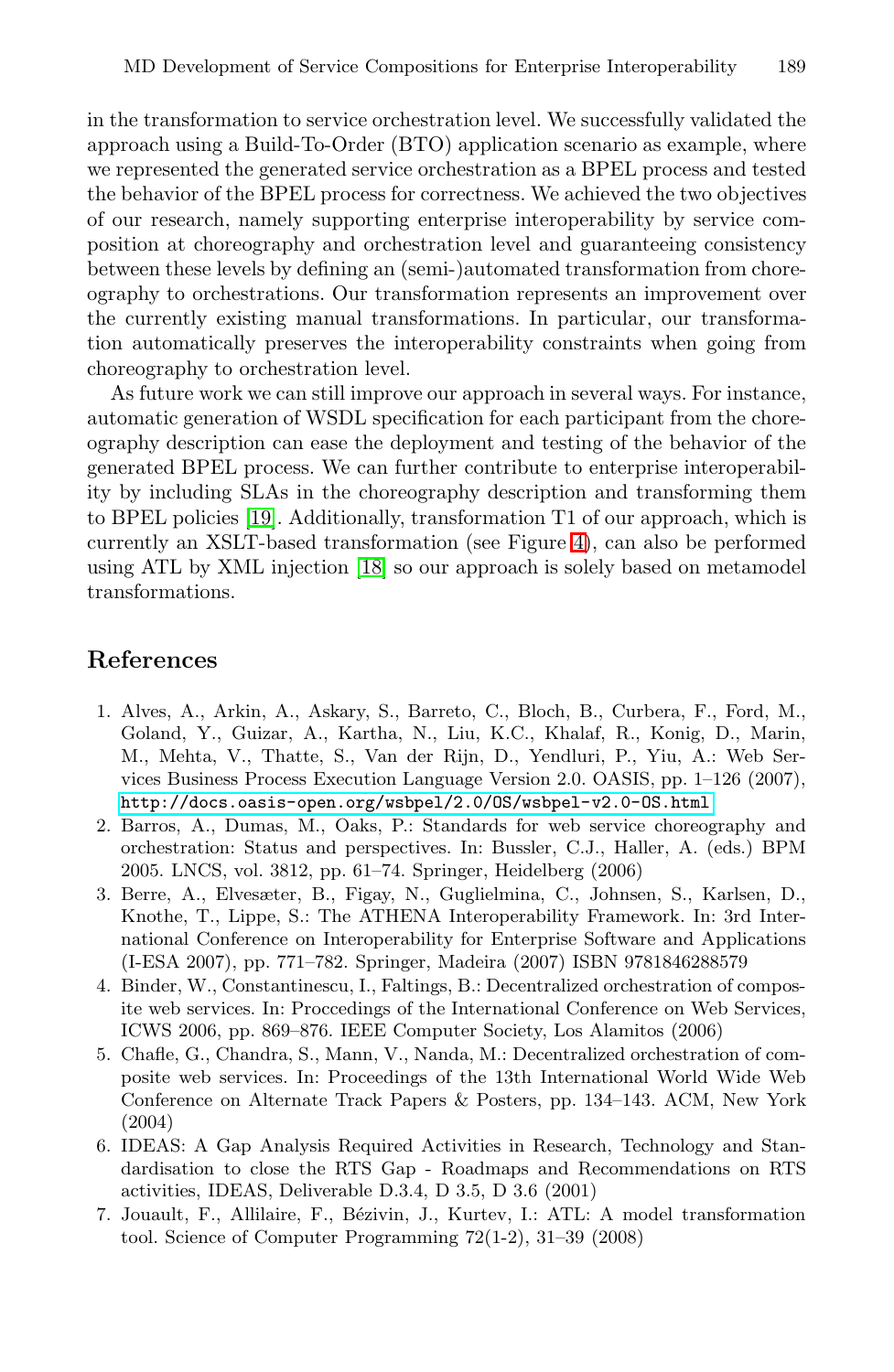in the transformation to service orchestration level. We successfully validated the approach using a Build-To-Order (BTO) application scenario as example, where we represented the generated service orchestration as a BPEL process and tested the behavior of the BPEL process for correctness. We achieved the two objectives of our research, namely supporting enterprise interoperability by service composition at choreography and orchestration level and guaranteeing consistency between these levels by defining an (semi-)automated transformation from choreography to orchestrations. Our transformation represents an improvement over the currently existing manual transformations. In particular, our transformation automatically preserves the interoperability constraints when going from choreography to orchestration level.

As future work we can still improve our approach in several ways. For instance, automatic generation of WSDL specification for each participant from the choreography description can ease the deployment and testing of the behavior of the generated BPEL process. We can further contribute to enterprise interoperability by including SLAs in the choreography description and transforming them to BPEL policies [19]. Additionally, transformation T1 of our approach, which is currently an XSLT-based transformation (see Figure 4), can also be performed using ATL by XML injection [18] so our approach is solely based on metamodel transformations.

## References

1. Alves, A., Arkin, A., Askary, S., Barreto, C., Bloch, B., Curbera, F., Ford, M., Goland, Y., Guizar, A., Kartha, N., Liu, K.C., Khalaf, R., Konig, D., Marin, M., Mehta, V., Thatte, S., Van der Rijn, D., Yendluri, P., Yiu, A.: Web Services Business Process Execution Language Version 2.0. OASIS, pp. 1–126 (2007), http://docs.oasis-open.org/wsbpel/2.0/OS/wsbpel-v2.0-OS.html
2. Barros, A., Dumas, M., Oaks, P.: Standards for web service choreography and orchestration: Status and perspectives. In: Bussler, C.J., Haller, A. (eds.) BPM 2005. LNCS, vol. 3812, pp. 61–74. Springer, Heidelberg (2006)
3. Berre, A., Elvesæter, B., Figay, N., Guglielmina, C., Johnsen, S., Karlsen, D., Knothe, T., Lippe, S.: The ATHENA Interoperability Framework. In: 3rd International Conference on Interoperability for Enterprise Software and Applications (I-ESA 2007), pp. 771–782. Springer, Madeira (2007) ISBN 9781846288579
4. Binder, W., Constantinescu, I., Faltings, B.: Decentralized orchestration of composite web services. In: Proccedings of the International Conference on Web Services, ICWS 2006, pp. 869–876. IEEE Computer Society, Los Alamitos (2006)
5. Chafle, G., Chandra, S., Mann, V., Nanda, M.: Decentralized orchestration of composite web services. In: Proceedings of the 13th International World Wide Web Conference on Alternate Track Papers & Posters, pp. 134–143. ACM, New York (2004)
6. IDEAS: A Gap Analysis Required Activities in Research, Technology and Standardisation to close the RTS Gap - Roadmaps and Recommendations on RTS activities, IDEAS, Deliverable D.3.4, D 3.5, D 3.6 (2001)
7. Jouault, F., Allilaire, F., Bézivin, J., Kurtev, I.: ATL: A model transformation tool. Science of Computer Programming 72(1-2), 31–39 (2008)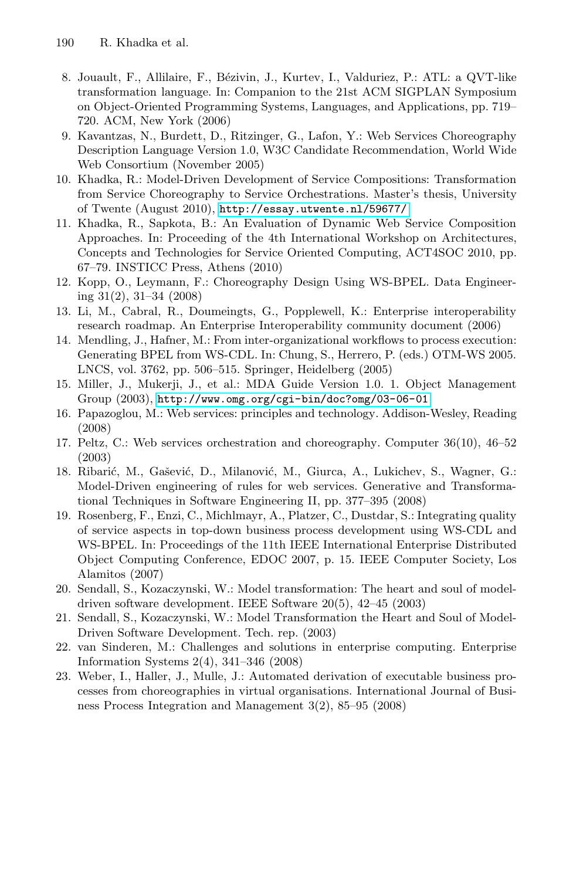8. Jouault, F., Allilaire, F., Bézivin, J., Kurtev, I., Valduriez, P.: ATL: a QVT-like transformation language. In: Companion to the 21st ACM SIGPLAN Symposium on Object-Oriented Programming Systems, Languages, and Applications, pp. 719–720. ACM, New York (2006)
9. Kavantzas, N., Burdett, D., Ritzinger, G., Lafon, Y.: Web Services Choreography Description Language Version 1.0, W3C Candidate Recommendation, World Wide Web Consortium (November 2005)
10. Khadka, R.: Model-Driven Development of Service Compositions: Transformation from Service Choreography to Service Orchestrations. Master's thesis, University of Twente (August 2010), http://essay.utwente.nl/59677/
11. Khadka, R., Sapkota, B.: An Evaluation of Dynamic Web Service Composition Approaches. In: Proceeding of the 4th International Workshop on Architectures, Concepts and Technologies for Service Oriented Computing, ACT4SOC 2010, pp. 67–79. INSTICC Press, Athens (2010)
12. Kopp, O., Leymann, F.: Choreography Design Using WS-BPEL. Data Engineering 31(2), 31–34 (2008)
13. Li, M., Cabral, R., Doumeingts, G., Popplewell, K.: Enterprise interoperability research roadmap. An Enterprise Interoperability community document (2006)
14. Mendling, J., Hafner, M.: From inter-organizational workflows to process execution: Generating BPEL from WS-CDL. In: Chung, S., Herrero, P. (eds.) OTM-WS 2005. LNCS, vol. 3762, pp. 506–515. Springer, Heidelberg (2005)
15. Miller, J., Mukerji, J., et al.: MDA Guide Version 1.0. 1. Object Management Group (2003), http://www.omg.org/cgi-bin/doc?omg/03-06-01
16. Papazoglou, M.: Web services: principles and technology. Addison-Wesley, Reading (2008)
17. Peltz, C.: Web services orchestration and choreography. Computer 36(10), 46–52 (2003)
18. Ribarić, M., Gašević, D., Milanović, M., Giurca, A., Lukichev, S., Wagner, G.: Model-Driven engineering of rules for web services. Generative and Transformational Techniques in Software Engineering II, pp. 377–395 (2008)
19. Rosenberg, F., Enzi, C., Michlmayr, A., Platzer, C., Dustdar, S.: Integrating quality of service aspects in top-down business process development using WS-CDL and WS-BPEL. In: Proceedings of the 11th IEEE International Enterprise Distributed Object Computing Conference, EDOC 2007, p. 15. IEEE Computer Society, Los Alamitos (2007)
20. Sendall, S., Kozaczynski, W.: Model transformation: The heart and soul of model-driven software development. IEEE Software 20(5), 42–45 (2003)
21. Sendall, S., Kozaczynski, W.: Model Transformation the Heart and Soul of Model-Driven Software Development. Tech. rep. (2003)
22. van Sinderen, M.: Challenges and solutions in enterprise computing. Enterprise Information Systems 2(4), 341–346 (2008)
23. Weber, I., Haller, J., Mulle, J.: Automated derivation of executable business processes from choreographies in virtual organisations. International Journal of Business Process Integration and Management 3(2), 85–95 (2008)